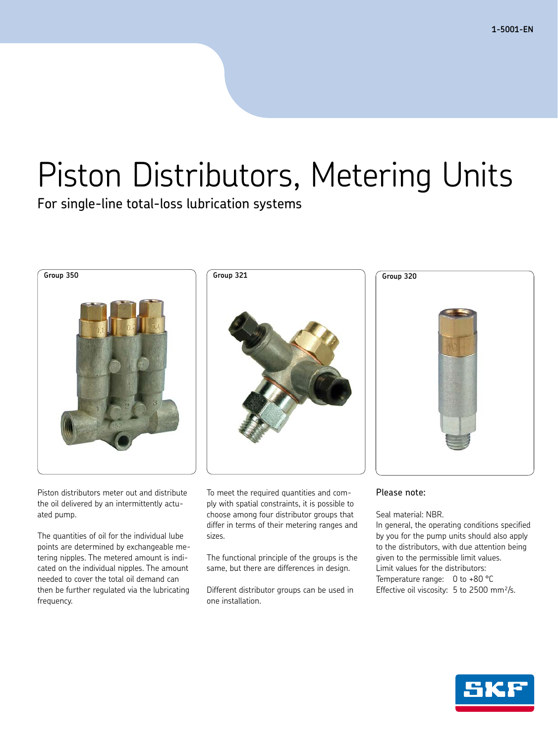1-5001-EN

# Piston Distributors, Metering Units

## For single-line total-loss lubrication systems

Group 350

Group 321

Group 320

Piston distributors meter out and distribute the oil delivered by an intermittently actuated pump.

The quantities of oil for the individual lube points are determined by exchangeable metering nipples. The metered amount is indicated on the individual nipples. The amount needed to cover the total oil demand can then be further regulated via the lubricating frequency.

To meet the required quantities and comply with spatial constraints, it is possible to choose among four distributor groups that differ in terms of their metering ranges and sizes.

The functional principle of the groups is the same, but there are differences in design.

Different distributor groups can be used in one installation.

### Please note:

Seal material: NBR.
In general, the operating conditions specified by you for the pump units should also apply to the distributors, with due attention being given to the permissible limit values.
Limit values for the distributors:
Temperature range: 0 to +80 °C
Effective oil viscosity: 5 to 2500 mm²/s.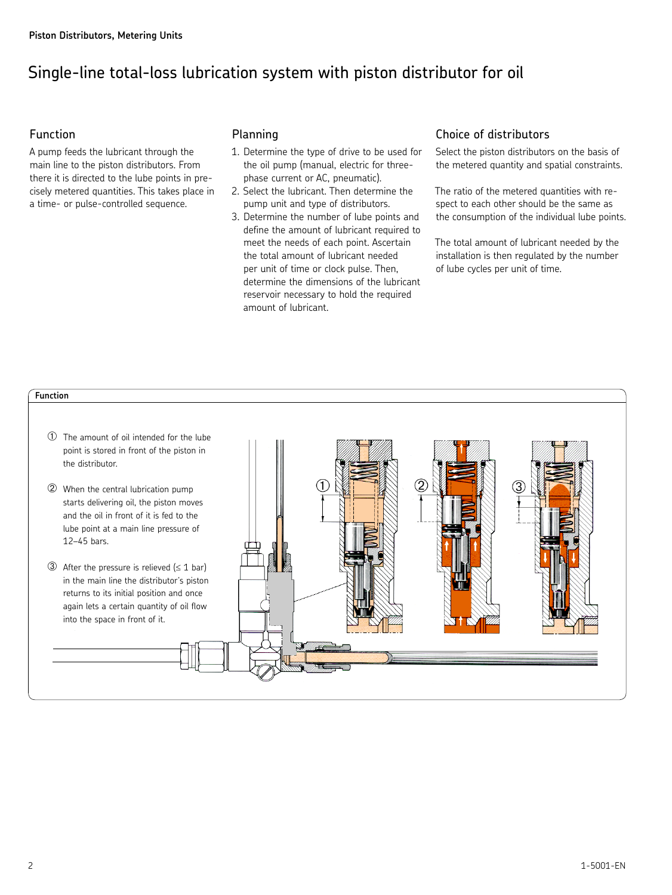# Single-line total-loss lubrication system with piston distributor for oil

## Function

A pump feeds the lubricant through the main line to the piston distributors. From there it is directed to the lube points in precisely metered quantities. This takes place in a time- or pulse-controlled sequence.

## Planning

1. Determine the type of drive to be used for the oil pump (manual, electric for three-phase current or AC, pneumatic).
2. Select the lubricant. Then determine the pump unit and type of distributors.
3. Determine the number of lube points and define the amount of lubricant required to meet the needs of each point. Ascertain the total amount of lubricant needed per unit of time or clock pulse. Then, determine the dimensions of the lubricant reservoir necessary to hold the required amount of lubricant.

## Choice of distributors

Select the piston distributors on the basis of the metered quantity and spatial constraints.

The ratio of the metered quantities with respect to each other should be the same as the consumption of the individual lube points.

The total amount of lubricant needed by the installation is then regulated by the number of lube cycles per unit of time.

**Function**

① The amount of oil intended for the lube point is stored in front of the piston in the distributor.

② When the central lubrication pump starts delivering oil, the piston moves and the oil in front of it is fed to the lube point at a main line pressure of 12–45 bars.

③ After the pressure is relieved (≤ 1 bar) in the main line the distributor's piston returns to its initial position and once again lets a certain quantity of oil flow into the space in front of it.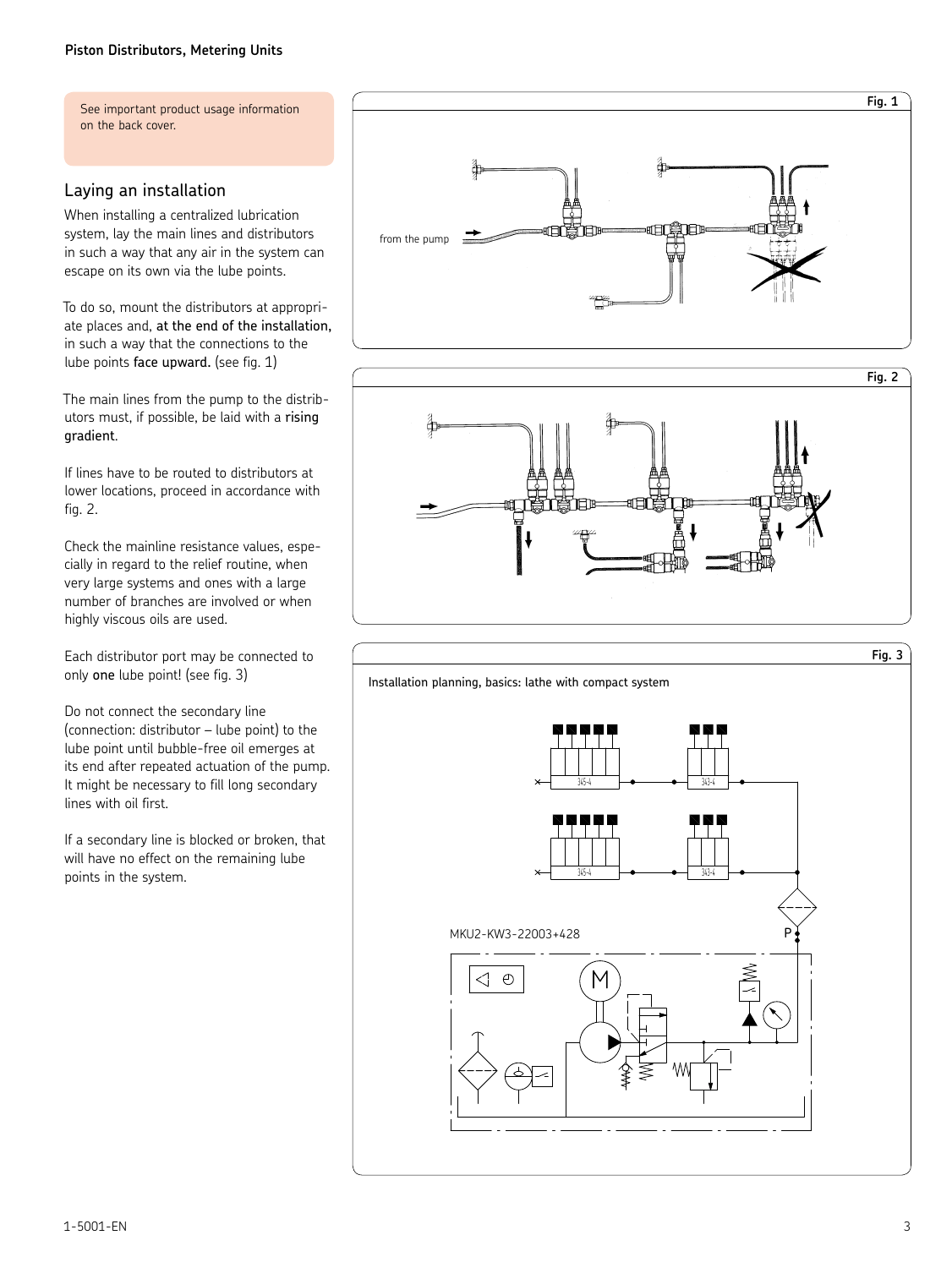See important product usage information on the back cover.

## Laying an installation

When installing a centralized lubrication system, lay the main lines and distributors in such a way that any air in the system can escape on its own via the lube points.

To do so, mount the distributors at appropriate places and, **at the end of the installation,** in such a way that the connections to the lube points **face upward.** (see fig. 1)

The main lines from the pump to the distributors must, if possible, be laid with a **rising gradient**.

If lines have to be routed to distributors at lower locations, proceed in accordance with fig. 2.

Check the mainline resistance values, especially in regard to the relief routine, when very large systems and ones with a large number of branches are involved or when highly viscous oils are used.

Each distributor port may be connected to only **one** lube point! (see fig. 3)

Do not connect the secondary line (connection: distributor – lube point) to the lube point until bubble-free oil emerges at its end after repeated actuation of the pump. It might be necessary to fill long secondary lines with oil first.

If a secondary line is blocked or broken, that will have no effect on the remaining lube points in the system.

Fig. 1

from the pump

Fig. 2

Fig. 3

Installation planning, basics: lathe with compact system

345-4 343-4 345-4 343-4

MKU2-KW3-22003+428

P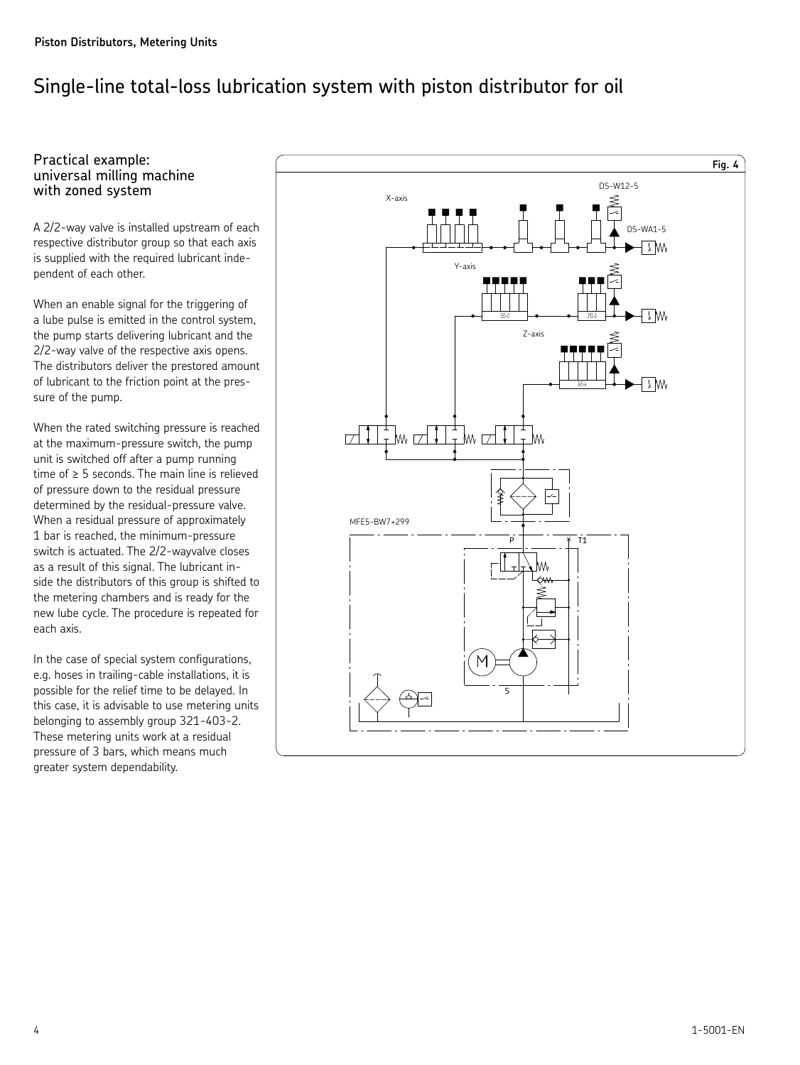Piston Distributors, Metering Units

# Single-line total-loss lubrication system with piston distributor for oil

## Practical example: universal milling machine with zoned system

A 2/2-way valve is installed upstream of each respective distributor group so that each axis is supplied with the required lubricant independent of each other.

When an enable signal for the triggering of a lube pulse is emitted in the control system, the pump starts delivering lubricant and the 2/2-way valve of the respective axis opens. The distributors deliver the prestored amount of lubricant to the friction point at the pressure of the pump.

When the rated switching pressure is reached at the maximum-pressure switch, the pump unit is switched off after a pump running time of ≥ 5 seconds. The main line is relieved of pressure down to the residual pressure determined by the residual-pressure valve. When a residual pressure of approximately 1 bar is reached, the minimum-pressure switch is actuated. The 2/2-wayvalve closes as a result of this signal. The lubricant inside the distributors of this group is shifted to the metering chambers and is ready for the new lube cycle. The procedure is repeated for each axis.

In the case of special system configurations, e.g. hoses in trailing-cable installations, it is possible for the relief time to be delayed. In this case, it is advisable to use metering units belonging to assembly group 321-403-2. These metering units work at a residual pressure of 3 bars, which means much greater system dependability.

Fig. 4

X-axis, Y-axis, Z-axis, DS-W12-5, DS-WA1-5, MFE5-BW7+299, P, T1, S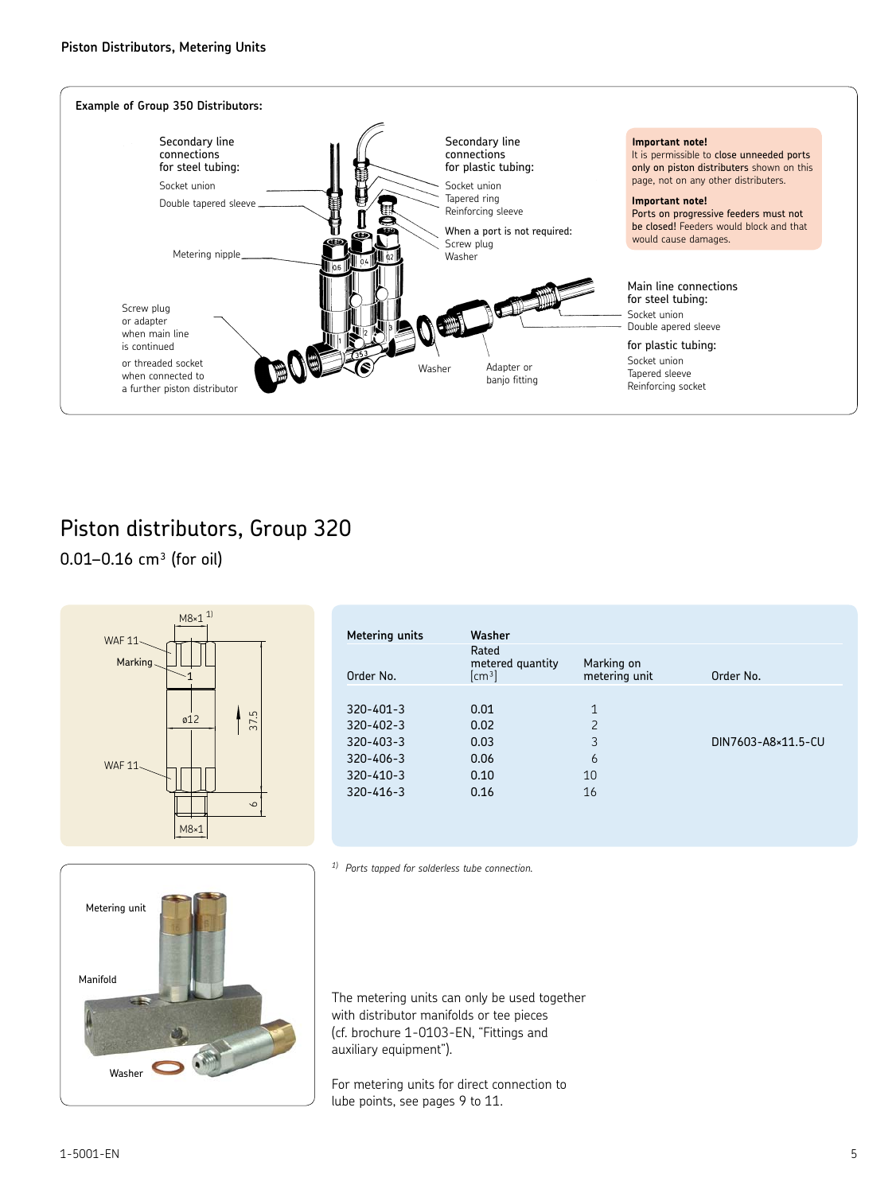## Example of Group 350 Distributors:

Secondary line connections for steel tubing:
- Socket union
- Double tapered sleeve

Metering nipple

Screw plug or adapter when main line is continued

or threaded socket when connected to a further piston distributor

Secondary line connections for plastic tubing:
- Socket union
- Tapered ring
- Reinforcing sleeve

When a port is not required:
- Screw plug
- Washer

Washer

Adapter or banjo fitting

**Important note!**
It is permissible to **close unneeded ports only on piston distributers** shown on this page, not on any other distributers.

**Important note!**
**Ports on progressive feeders must not be closed!** Feeders would block and that would cause damages.

Main line connections for steel tubing:
- Socket union
- Double apered sleeve

for plastic tubing:
- Socket union
- Tapered sleeve
- Reinforcing socket

# Piston distributors, Group 320

0.01–0.16 $cm^3$ (for oil)

M8×1 [1)]
WAF 11
Marking
ø12
37.5
WAF 11
6
M8×1

| Metering units | | | Washer |
|---|---|---|---|
| Order No. | Rated metered quantity [$cm^3$] | Marking on metering unit | Order No. |
| 320-401-3 | 0.01 | 1 | |
| 320-402-3 | 0.02 | 2 | |
| 320-403-3 | 0.03 | 3 | DIN7603-A8×11.5-CU |
| 320-406-3 | 0.06 | 6 | |
| 320-410-3 | 0.10 | 10 | |
| 320-416-3 | 0.16 | 16 | |

*1) Ports tapped for solderless tube connection.*

Metering unit
Manifold
Washer

The metering units can only be used together with distributor manifolds or tee pieces (cf. brochure 1-0103-EN, “Fittings and auxiliary equipment”).

For metering units for direct connection to lube points, see pages 9 to 11.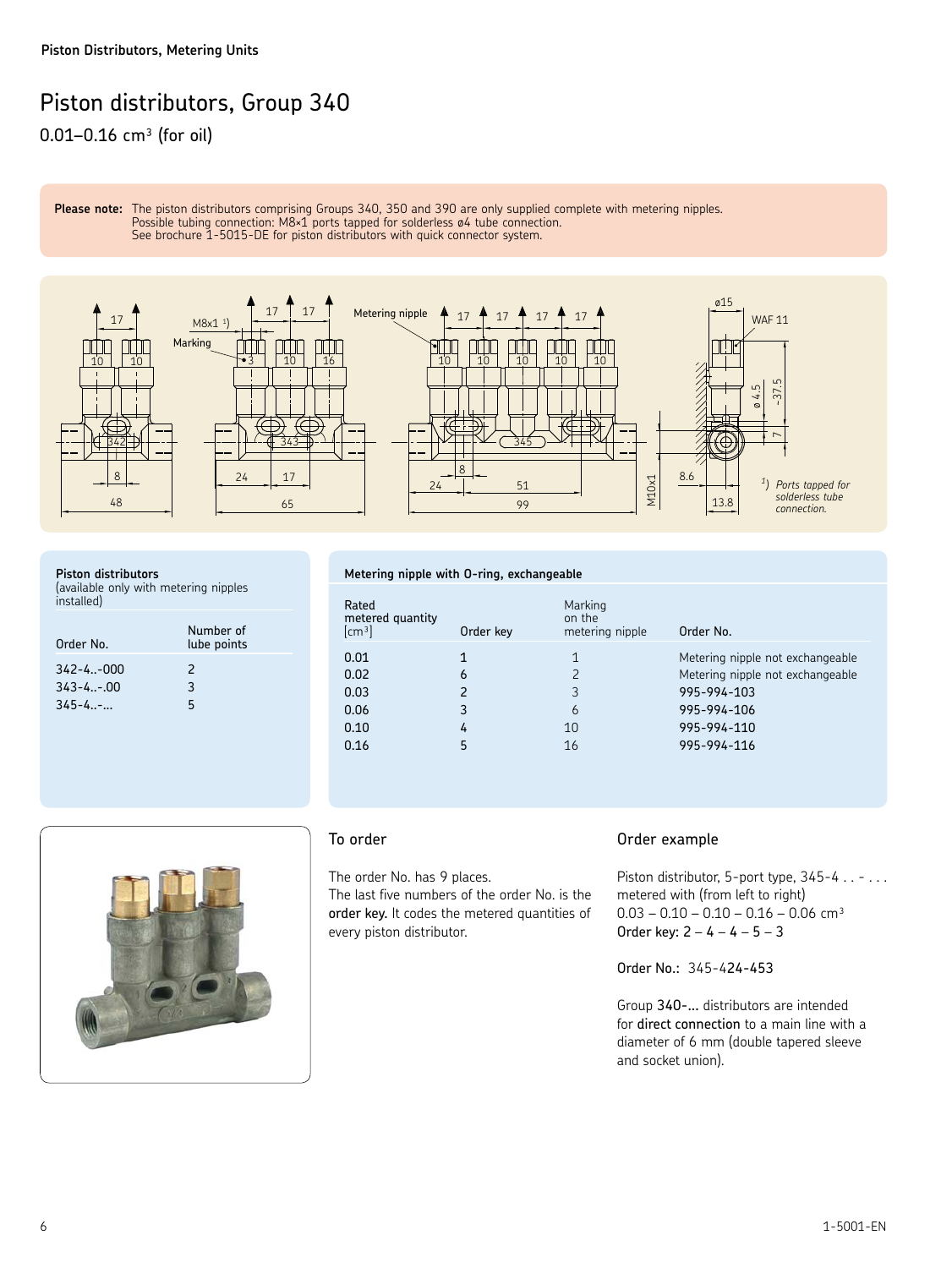Piston Distributors, Metering Units

# Piston distributors, Group 340

0.01–0.16 cm³ (for oil)

**Please note:** The piston distributors comprising Groups 340, 350 and 390 are only supplied complete with metering nipples. Possible tubing connection: M8×1 ports tapped for solderless ø4 tube connection. See brochure 1-5015-DE for piston distributors with quick connector system.

1) *Ports tapped for solderless tube connection.*

**Piston distributors**
(available only with metering nipples installed)

| Order No. | Number of lube points |
| --- | --- |
| 342-4..-000 | 2 |
| 343-4..-.00 | 3 |
| 345-4..-... | 5 |

**Metering nipple with O-ring, exchangeable**

| Rated metered quantity [cm³] | Order key | Marking on the metering nipple | Order No. |
| --- | --- | --- | --- |
| 0.01 | 1 | 1 | Metering nipple not exchangeable |
| 0.02 | 6 | 2 | Metering nipple not exchangeable |
| 0.03 | 2 | 3 | 995-994-103 |
| 0.06 | 3 | 6 | 995-994-106 |
| 0.10 | 4 | 10 | 995-994-110 |
| 0.16 | 5 | 16 | 995-994-116 |

## To order

The order No. has 9 places.
The last five numbers of the order No. is the **order key.** It codes the metered quantities of every piston distributor.

## Order example

Piston distributor, 5-port type, 345-4 . . - . . .
metered with (from left to right)
0.03 – 0.10 – 0.10 – 0.16 – 0.06 cm³
**Order key:** 2 – 4 – 4 – 5 – 3

**Order No.:** 345-424-453

Group **340-...** distributors are intended for **direct connection** to a main line with a diameter of 6 mm (double tapered sleeve and socket union).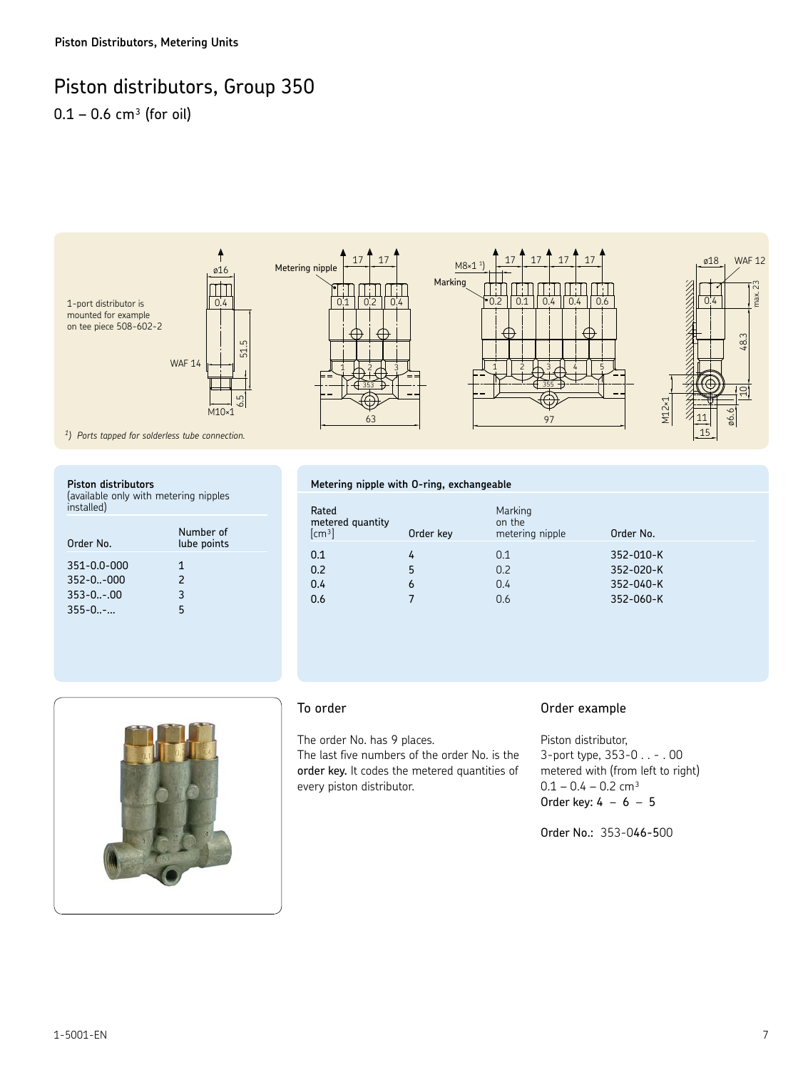Piston Distributors, Metering Units

# Piston distributors, Group 350

$0.1 - 0.6\ cm^3$ (for oil)

1-port distributor is mounted for example on tee piece 508-602-2

[1]) *Ports tapped for solderless tube connection.*

### Piston distributors

(available only with metering nipples installed)

| Order No. | Number of lube points |
|---|---|
| 351-0.0-000 | 1 |
| 352-0..-000 | 2 |
| 353-0..-.00 | 3 |
| 355-0..-... | 5 |

### Metering nipple with O-ring, exchangeable

| Rated metered quantity [cm³] | Order key | Marking on the metering nipple | Order No. |
|---|---|---|---|
| 0.1 | 4 | 0.1 | 352-010-K |
| 0.2 | 5 | 0.2 | 352-020-K |
| 0.4 | 6 | 0.4 | 352-040-K |
| 0.6 | 7 | 0.6 | 352-060-K |

## To order

The order No. has 9 places.
The last five numbers of the order No. is the **order key.** It codes the metered quantities of every piston distributor.

## Order example

Piston distributor,
3-port type, 353-0 . . - . 00
metered with (from left to right)
$0.1 - 0.4 - 0.2\ cm^3$
**Order key:** 4 – 6 – 5

**Order No.:** 353-046-500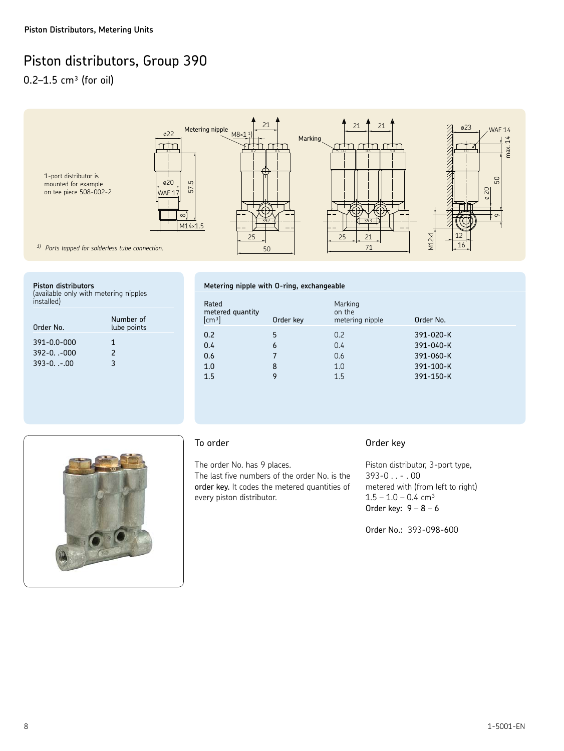Piston Distributors, Metering Units

# Piston distributors, Group 390

## 0.2–1.5 cm³ (for oil)

1-port distributor is mounted for example on tee piece 508-002-2

1) Ports tapped for solderless tube connection.

**Piston distributors**
(available only with metering nipples installed)

| Order No. | Number of lube points |
|---|---|
| 391-0.0-000 | 1 |
| 392-0. .-000 | 2 |
| 393-0. .-.00 | 3 |

**Metering nipple with O-ring, exchangeable**

| Rated metered quantity [cm³] | Order key | Marking on the metering nipple | Order No. |
|---|---|---|---|
| 0.2 | 5 | 0.2 | 391-020-K |
| 0.4 | 6 | 0.4 | 391-040-K |
| 0.6 | 7 | 0.6 | 391-060-K |
| 1.0 | 8 | 1.0 | 391-100-K |
| 1.5 | 9 | 1.5 | 391-150-K |

## To order

The order No. has 9 places.
The last five numbers of the order No. is the **order key.** It codes the metered quantities of every piston distributor.

## Order key

Piston distributor, 3-port type,
393-0 . . - . 00
metered with (from left to right)
1.5 – 1.0 – 0.4 cm³
**Order key:** 9 – 8 – 6

**Order No.:** 393-098-600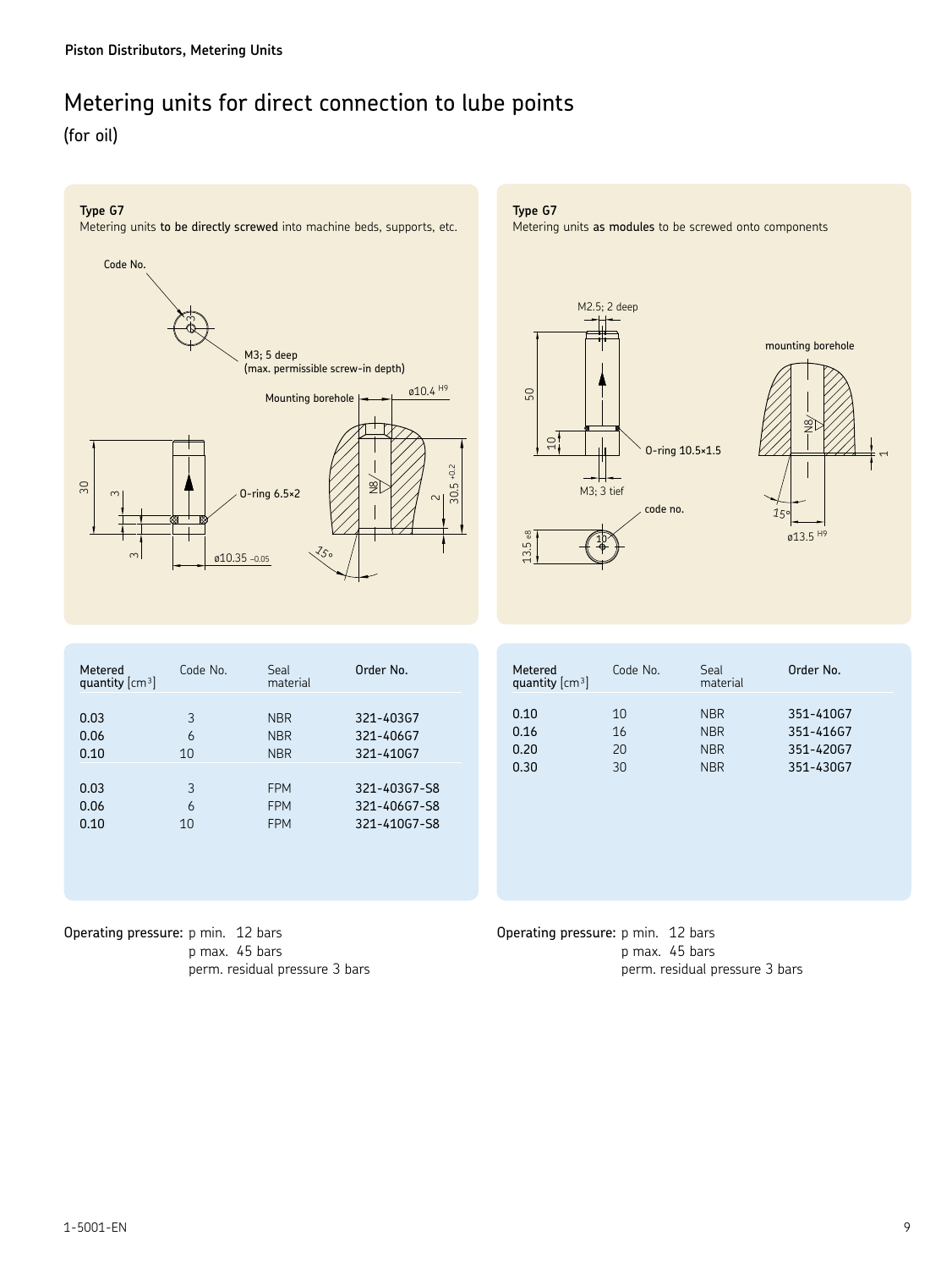# Metering units for direct connection to lube points

(for oil)

**Type G7**

Metering units **to be directly screwed** into machine beds, supports, etc.

Code No.

M3; 5 deep
(max. permissible screw-in depth)

Mounting borehole

ø10.4 H9

O-ring 6.5×2

ø10.35 −0.05

30.5 +0.2

15°

| Metered quantity [cm³] | Code No. | Seal material | Order No. |
|---|---|---|---|
| 0.03 | 3 | NBR | 321-403G7 |
| 0.06 | 6 | NBR | 321-406G7 |
| 0.10 | 10 | NBR | 321-410G7 |
| 0.03 | 3 | FPM | 321-403G7-S8 |
| 0.06 | 6 | FPM | 321-406G7-S8 |
| 0.10 | 10 | FPM | 321-410G7-S8 |

Operating pressure: p min. 12 bars
p max. 45 bars
perm. residual pressure 3 bars

**Type G7**

Metering units **as modules** to be screwed onto components

M2.5; 2 deep

mounting borehole

O-ring 10.5×1.5

M3; 3 tief

code no.

13.5 e8

15°

ø13.5 H9

| Metered quantity [cm³] | Code No. | Seal material | Order No. |
|---|---|---|---|
| 0.10 | 10 | NBR | 351-410G7 |
| 0.16 | 16 | NBR | 351-416G7 |
| 0.20 | 20 | NBR | 351-420G7 |
| 0.30 | 30 | NBR | 351-430G7 |

Operating pressure: p min. 12 bars
p max. 45 bars
perm. residual pressure 3 bars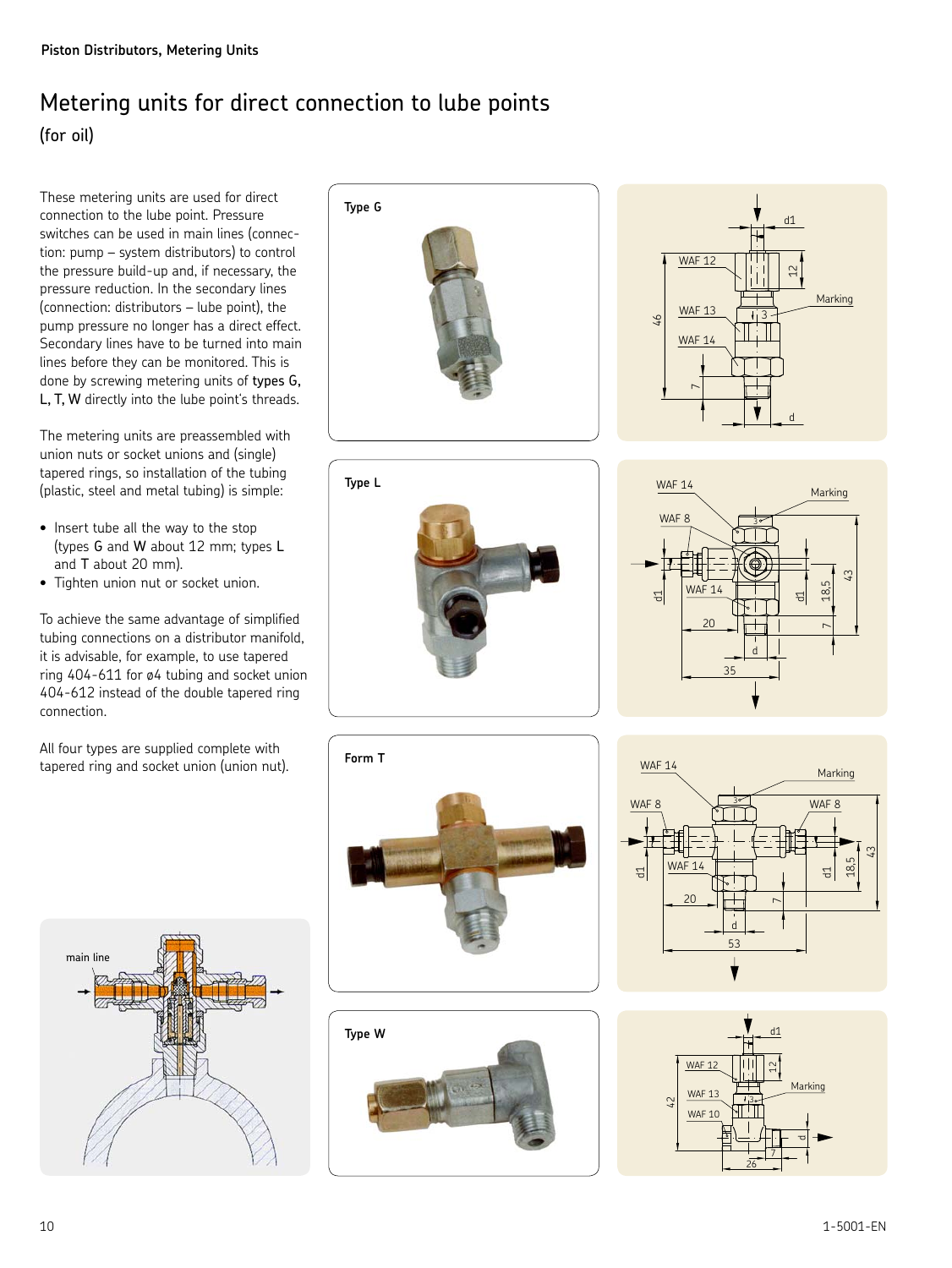# Metering units for direct connection to lube points

(for oil)

These metering units are used for direct connection to the lube point. Pressure switches can be used in main lines (connection: pump – system distributors) to control the pressure build-up and, if necessary, the pressure reduction. In the secondary lines (connection: distributors – lube point), the pump pressure no longer has a direct effect. Secondary lines have to be turned into main lines before they can be monitored. This is done by screwing metering units of **types G, L, T, W** directly into the lube point's threads.

The metering units are preassembled with union nuts or socket unions and (single) tapered rings, so installation of the tubing (plastic, steel and metal tubing) is simple:

- Insert tube all the way to the stop (types **G** and **W** about 12 mm; types **L** and **T** about 20 mm).
- Tighten union nut or socket union.

To achieve the same advantage of simplified tubing connections on a distributor manifold, it is advisable, for example, to use tapered ring 404-611 for ø4 tubing and socket union 404-612 instead of the double tapered ring connection.

All four types are supplied complete with tapered ring and socket union (union nut).

main line

**Type G**

WAF 12, WAF 13, WAF 14, d1, d, Marking, 46, 12, 7, 3

**Type L**

WAF 14, WAF 8, WAF 14, d1, d, Marking, 20, 35, 43, 18,5, 7, 3

**Form T**

WAF 14, WAF 8, WAF 8, WAF 14, d1, d, Marking, 20, 53, 43, 18,5, 7, 3

**Type W**

WAF 12, WAF 13, WAF 10, d1, d, Marking, 42, 12, 26, 7, 3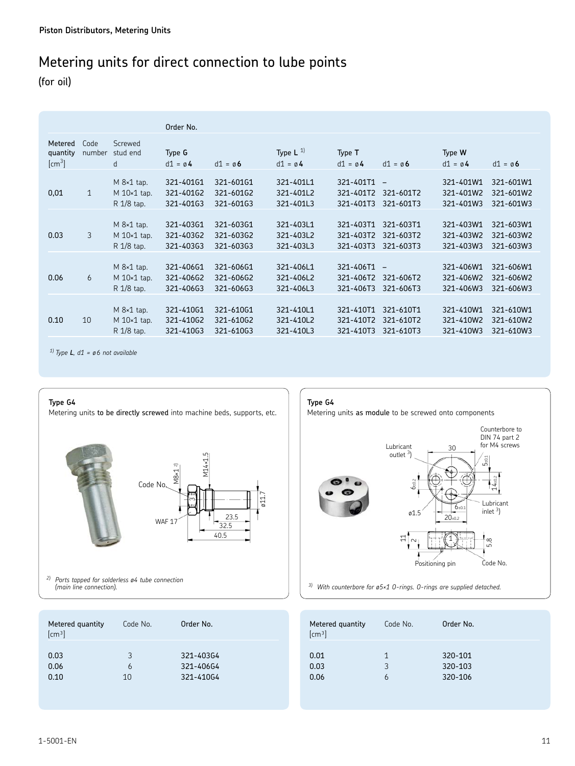# Metering units for direct connection to lube points

(for oil)

| Metered quantity [cm³] | Code number | Screwed stud end d | Order No. Type G d1 = ø**4** | Type G d1 = ø**6** | Type L [1] d1 = ø**4** | Type T d1 = ø**4** | Type T d1 = ø**6** | Type W d1 = ø**4** | Type W d1 = ø**6** |
|---|---|---|---|---|---|---|---|---|---|
| 0,01 | 1 | M 8×1 tap. | 321-401G1 | 321-601G1 | 321-401L1 | 321-401T1 | – | 321-401W1 | 321-601W1 |
| | | M 10×1 tap. | 321-401G2 | 321-601G2 | 321-401L2 | 321-401T2 | 321-601T2 | 321-401W2 | 321-601W2 |
| | | R 1/8 tap. | 321-401G3 | 321-601G3 | 321-401L3 | 321-401T3 | 321-601T3 | 321-401W3 | 321-601W3 |
| 0.03 | 3 | M 8×1 tap. | 321-403G1 | 321-603G1 | 321-403L1 | 321-403T1 | 321-603T1 | 321-403W1 | 321-603W1 |
| | | M 10×1 tap. | 321-403G2 | 321-603G2 | 321-403L2 | 321-403T2 | 321-603T2 | 321-403W2 | 321-603W2 |
| | | R 1/8 tap. | 321-403G3 | 321-603G3 | 321-403L3 | 321-403T3 | 321-603T3 | 321-403W3 | 321-603W3 |
| 0.06 | 6 | M 8×1 tap. | 321-406G1 | 321-606G1 | 321-406L1 | 321-406T1 | – | 321-406W1 | 321-606W1 |
| | | M 10×1 tap. | 321-406G2 | 321-606G2 | 321-406L2 | 321-406T2 | 321-606T2 | 321-406W2 | 321-606W2 |
| | | R 1/8 tap. | 321-406G3 | 321-606G3 | 321-406L3 | 321-406T3 | 321-606T3 | 321-406W3 | 321-606W3 |
| 0.10 | 10 | M 8×1 tap. | 321-410G1 | 321-610G1 | 321-410L1 | 321-410T1 | 321-610T1 | 321-410W1 | 321-610W1 |
| | | M 10×1 tap. | 321-410G2 | 321-610G2 | 321-410L2 | 321-410T2 | 321-610T2 | 321-410W2 | 321-610W2 |
| | | R 1/8 tap. | 321-410G3 | 321-610G3 | 321-410L3 | 321-410T3 | 321-610T3 | 321-410W3 | 321-610W3 |

[1] *Type **L**, d1 = ø6 not available*

### Type G4

Metering units **to be directly screwed** into machine beds, supports, etc.

Code No. · M8×1 [2] · M14×1.5 · WAF 17 · ø11.7 · 23.5 · 32.5 · 40.5

[2] *Ports tapped for solderless ø4 tube connection (main line connection).*

| Metered quantity [cm³] | Code No. | Order No. |
|---|---|---|
| 0.03 | 3 | 321-403G4 |
| 0.06 | 6 | 321-406G4 |
| 0.10 | 10 | 321-410G4 |

### Type G4

Metering units **as module** to be screwed onto components

Lubricant outlet [3] · 30 · Counterbore to DIN 74 part 2 for M4 screws · 5±0.1 · 14±0.2 · 6±0.2 · Lubricant inlet [3] · 6±0.1 · ø1.5 · 20±0.2 · 11 · 2 · 5.8 · Positioning pin · Code No.

[3] *With counterbore for ø5×1 O-rings. O-rings are supplied detached.*

| Metered quantity [cm³] | Code No. | Order No. |
|---|---|---|
| 0.01 | 1 | 320-101 |
| 0.03 | 3 | 320-103 |
| 0.06 | 6 | 320-106 |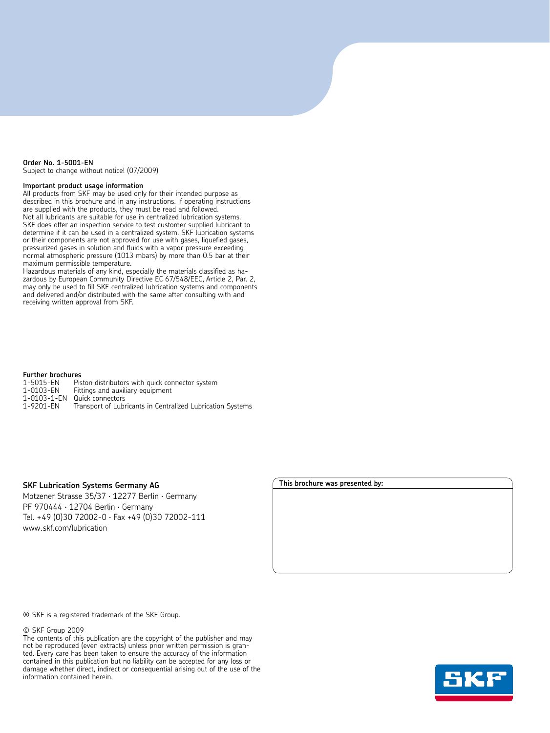**Order No. 1-5001-EN**
Subject to change without notice! (07/2009)

**Important product usage information**
All products from SKF may be used only for their intended purpose as described in this brochure and in any instructions. If operating instructions are supplied with the products, they must be read and followed.
Not all lubricants are suitable for use in centralized lubrication systems. SKF does offer an inspection service to test customer supplied lubricant to determine if it can be used in a centralized system. SKF lubrication systems or their components are not approved for use with gases, liquefied gases, pressurized gases in solution and fluids with a vapor pressure exceeding normal atmospheric pressure (1013 mbars) by more than 0.5 bar at their maximum permissible temperature.
Hazardous materials of any kind, especially the materials classified as hazardous by European Community Directive EC 67/548/EEC, Article 2, Par. 2, may only be used to fill SKF centralized lubrication systems and components and delivered and/or distributed with the same after consulting with and receiving written approval from SKF.

**Further brochures**

| | |
|---|---|
| 1-5015-EN | Piston distributors with quick connector system |
| 1-0103-EN | Fittings and auxiliary equipment |
| 1-0103-1-EN | Quick connectors |
| 1-9201-EN | Transport of Lubricants in Centralized Lubrication Systems |

**SKF Lubrication Systems Germany AG**
Motzener Strasse 35/37 · 12277 Berlin · Germany
PF 970444 · 12704 Berlin · Germany
Tel. +49 (0)30 72002-0 · Fax +49 (0)30 72002-111
www.skf.com/lubrication

**This brochure was presented by:**

® SKF is a registered trademark of the SKF Group.

© SKF Group 2009
The contents of this publication are the copyright of the publisher and may not be reproduced (even extracts) unless prior written permission is granted. Every care has been taken to ensure the accuracy of the information contained in this publication but no liability can be accepted for any loss or damage whether direct, indirect or consequential arising out of the use of the information contained herein.

SKF